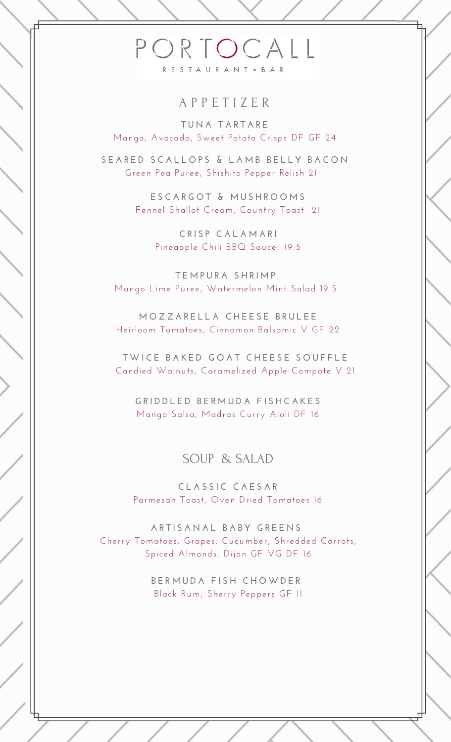# PORTOCALL

RESTAURANT • BAR

## APPETIZER

**TUNA TARTARE**
Mango, Avocado, Sweet Potato Crisps DF GF 24

**SEARED SCALLOPS & LAMB BELLY BACON**
Green Pea Puree, Shishito Pepper Relish 21

**ESCARGOT & MUSHROOMS**
Fennel Shallot Cream, Country Toast 21

**CRISP CALAMARI**
Pineapple Chili BBQ Sauce 19.5

**TEMPURA SHRIMP**
Mango Lime Puree, Watermelon Mint Salad 19.5

**MOZZARELLA CHEESE BRULEE**
Heirloom Tomatoes, Cinnamon Balsamic V GF 22

**TWICE BAKED GOAT CHEESE SOUFFLE**
Candied Walnuts, Caramelized Apple Compote V 21

**GRIDDLED BERMUDA FISHCAKES**
Mango Salsa, Madras Curry Aioli DF 16

## SOUP & SALAD

**CLASSIC CAESAR**
Parmesan Toast, Oven Dried Tomatoes 16

**ARTISANAL BABY GREENS**
Cherry Tomatoes, Grapes, Cucumber, Shredded Carrots, Spiced Almonds, Dijon GF VG DF 16

**BERMUDA FISH CHOWDER**
Black Rum, Sherry Peppers GF 11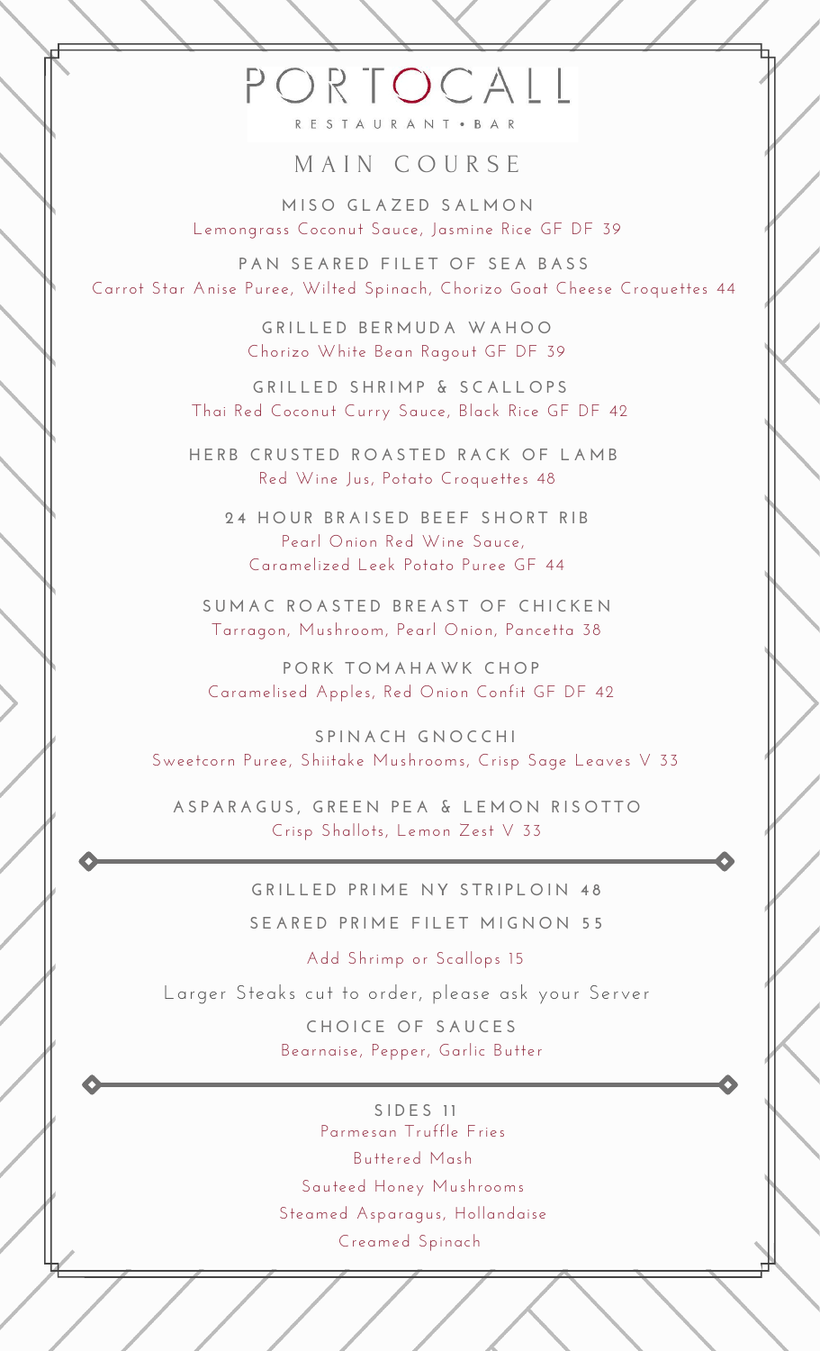# PORTOCALL

RESTAURANT • BAR

## MAIN COURSE

**MISO GLAZED SALMON**
Lemongrass Coconut Sauce, Jasmine Rice GF DF 39

**PAN SEARED FILET OF SEA BASS**
Carrot Star Anise Puree, Wilted Spinach, Chorizo Goat Cheese Croquettes 44

**GRILLED BERMUDA WAHOO**
Chorizo White Bean Ragout GF DF 39

**GRILLED SHRIMP & SCALLOPS**
Thai Red Coconut Curry Sauce, Black Rice GF DF 42

**HERB CRUSTED ROASTED RACK OF LAMB**
Red Wine Jus, Potato Croquettes 48

**24 HOUR BRAISED BEEF SHORT RIB**
Pearl Onion Red Wine Sauce,
Caramelized Leek Potato Puree GF 44

**SUMAC ROASTED BREAST OF CHICKEN**
Tarragon, Mushroom, Pearl Onion, Pancetta 38

**PORK TOMAHAWK CHOP**
Caramelised Apples, Red Onion Confit GF DF 42

**SPINACH GNOCCHI**
Sweetcorn Puree, Shiitake Mushrooms, Crisp Sage Leaves V 33

**ASPARAGUS, GREEN PEA & LEMON RISOTTO**
Crisp Shallots, Lemon Zest V 33

---

**GRILLED PRIME NY STRIPLOIN 48**

**SEARED PRIME FILET MIGNON 55**

Add Shrimp or Scallops 15

Larger Steaks cut to order, please ask your Server

**CHOICE OF SAUCES**
Bearnaise, Pepper, Garlic Butter

---

**SIDES 11**
Parmesan Truffle Fries
Buttered Mash
Sauteed Honey Mushrooms
Steamed Asparagus, Hollandaise
Creamed Spinach